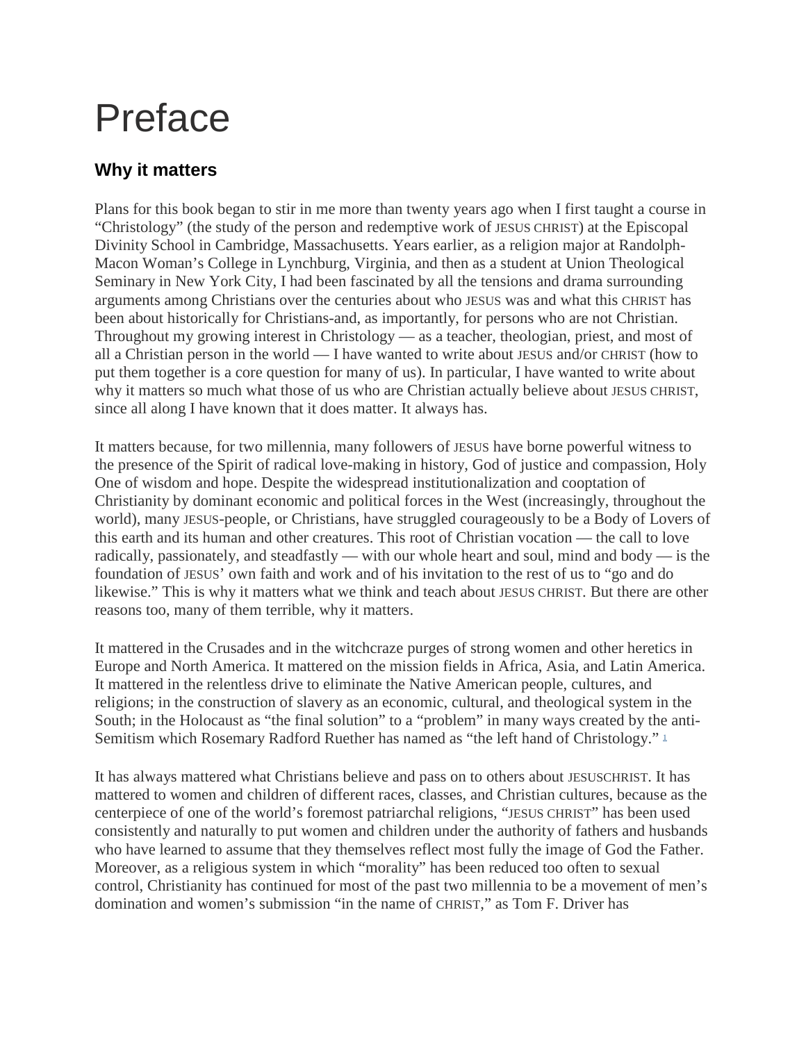# Preface

## Why it matters

Plans for this book began to stir in me more than twenty years ago when I first taught a course in "Christology" (the study of the person and redemptive work of JESUS CHRIST) at the Episcopal Divinity School in Cambridge, Massachusetts. Years earlier, as a religion major at Randolph-Macon Woman's College in Lynchburg, Virginia, and then as a student at Union Theological Seminary in New York City, I had been fascinated by all the tensions and drama surrounding arguments among Christians over the centuries about who JESUS was and what this CHRIST has been about historically for Christians-and, as importantly, for persons who are not Christian. Throughout my growing interest in Christology — as a teacher, theologian, priest, and most of all a Christian person in the world — I have wanted to write about JESUS and/or CHRIST (how to put them together is a core question for many of us). In particular, I have wanted to write about why it matters so much what those of us who are Christian actually believe about JESUS CHRIST, since all along I have known that it does matter. It always has.

It matters because, for two millennia, many followers of JESUS have borne powerful witness to the presence of the Spirit of radical love-making in history, God of justice and compassion, Holy One of wisdom and hope. Despite the widespread institutionalization and cooptation of Christianity by dominant economic and political forces in the West (increasingly, throughout the world), many JESUS-people, or Christians, have struggled courageously to be a Body of Lovers of this earth and its human and other creatures. This root of Christian vocation — the call to love radically, passionately, and steadfastly — with our whole heart and soul, mind and body — is the foundation of JESUS' own faith and work and of his invitation to the rest of us to "go and do likewise." This is why it matters what we think and teach about JESUS CHRIST. But there are other reasons too, many of them terrible, why it matters.

It mattered in the Crusades and in the witchcraze purges of strong women and other heretics in Europe and North America. It mattered on the mission fields in Africa, Asia, and Latin America. It mattered in the relentless drive to eliminate the Native American people, cultures, and religions; in the construction of slavery as an economic, cultural, and theological system in the South; in the Holocaust as "the final solution" to a "problem" in many ways created by the anti-Semitism which Rosemary Radford Ruether has named as "the left hand of Christology." [1]

It has always mattered what Christians believe and pass on to others about JESUSCHRIST. It has mattered to women and children of different races, classes, and Christian cultures, because as the centerpiece of one of the world's foremost patriarchal religions, "JESUS CHRIST" has been used consistently and naturally to put women and children under the authority of fathers and husbands who have learned to assume that they themselves reflect most fully the image of God the Father. Moreover, as a religious system in which "morality" has been reduced too often to sexual control, Christianity has continued for most of the past two millennia to be a movement of men's domination and women's submission "in the name of CHRIST," as Tom F. Driver has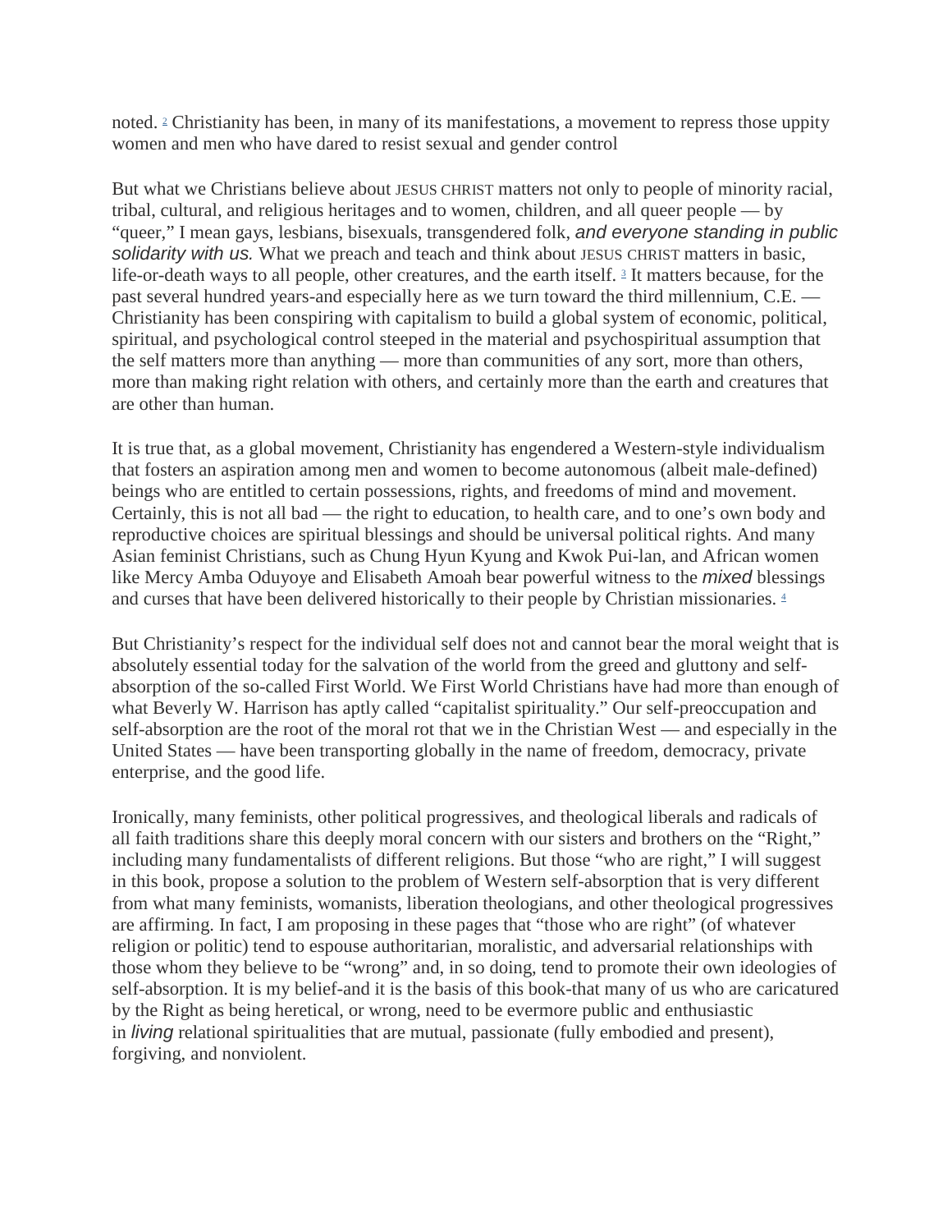noted. [2] Christianity has been, in many of its manifestations, a movement to repress those uppity women and men who have dared to resist sexual and gender control

But what we Christians believe about JESUS CHRIST matters not only to people of minority racial, tribal, cultural, and religious heritages and to women, children, and all queer people — by "queer," I mean gays, lesbians, bisexuals, transgendered folk, *and everyone standing in public solidarity with us.* What we preach and teach and think about JESUS CHRIST matters in basic, life-or-death ways to all people, other creatures, and the earth itself. [3] It matters because, for the past several hundred years-and especially here as we turn toward the third millennium, C.E. — Christianity has been conspiring with capitalism to build a global system of economic, political, spiritual, and psychological control steeped in the material and psychospiritual assumption that the self matters more than anything — more than communities of any sort, more than others, more than making right relation with others, and certainly more than the earth and creatures that are other than human.

It is true that, as a global movement, Christianity has engendered a Western-style individualism that fosters an aspiration among men and women to become autonomous (albeit male-defined) beings who are entitled to certain possessions, rights, and freedoms of mind and movement. Certainly, this is not all bad — the right to education, to health care, and to one's own body and reproductive choices are spiritual blessings and should be universal political rights. And many Asian feminist Christians, such as Chung Hyun Kyung and Kwok Pui-lan, and African women like Mercy Amba Oduyoye and Elisabeth Amoah bear powerful witness to the *mixed* blessings and curses that have been delivered historically to their people by Christian missionaries. [4]

But Christianity's respect for the individual self does not and cannot bear the moral weight that is absolutely essential today for the salvation of the world from the greed and gluttony and self-absorption of the so-called First World. We First World Christians have had more than enough of what Beverly W. Harrison has aptly called "capitalist spirituality." Our self-preoccupation and self-absorption are the root of the moral rot that we in the Christian West — and especially in the United States — have been transporting globally in the name of freedom, democracy, private enterprise, and the good life.

Ironically, many feminists, other political progressives, and theological liberals and radicals of all faith traditions share this deeply moral concern with our sisters and brothers on the "Right," including many fundamentalists of different religions. But those "who are right," I will suggest in this book, propose a solution to the problem of Western self-absorption that is very different from what many feminists, womanists, liberation theologians, and other theological progressives are affirming. In fact, I am proposing in these pages that "those who are right" (of whatever religion or politic) tend to espouse authoritarian, moralistic, and adversarial relationships with those whom they believe to be "wrong" and, in so doing, tend to promote their own ideologies of self-absorption. It is my belief-and it is the basis of this book-that many of us who are caricatured by the Right as being heretical, or wrong, need to be evermore public and enthusiastic in *living* relational spiritualities that are mutual, passionate (fully embodied and present), forgiving, and nonviolent.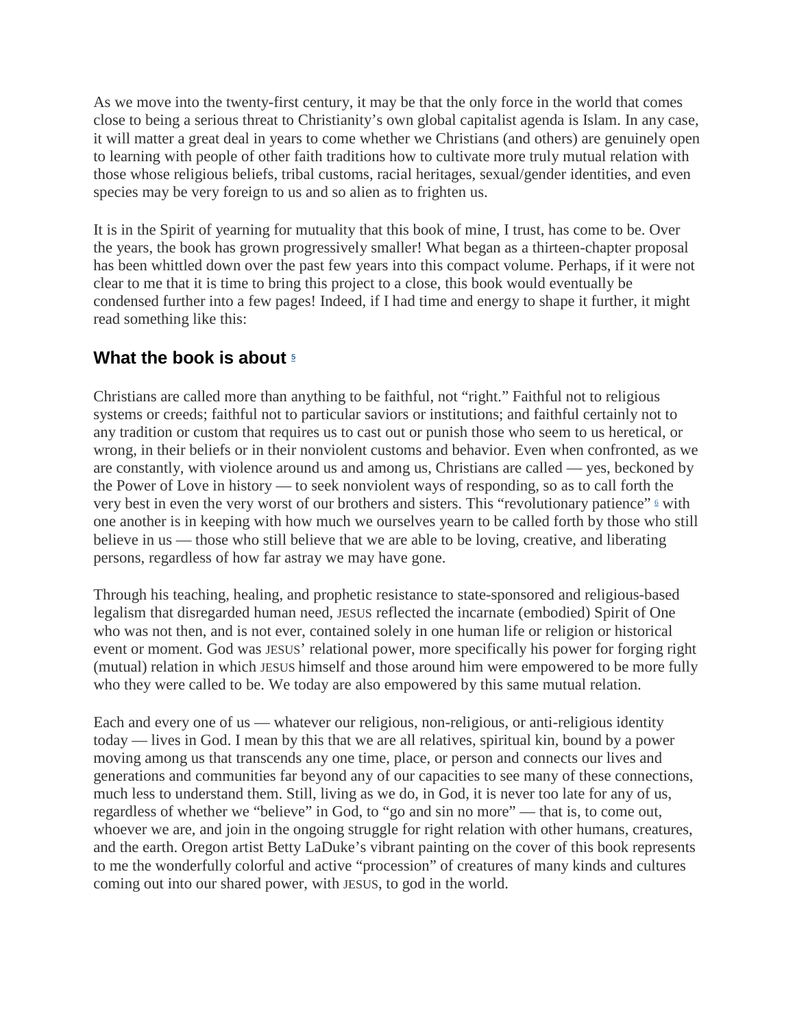As we move into the twenty-first century, it may be that the only force in the world that comes close to being a serious threat to Christianity's own global capitalist agenda is Islam. In any case, it will matter a great deal in years to come whether we Christians (and others) are genuinely open to learning with people of other faith traditions how to cultivate more truly mutual relation with those whose religious beliefs, tribal customs, racial heritages, sexual/gender identities, and even species may be very foreign to us and so alien as to frighten us.

It is in the Spirit of yearning for mutuality that this book of mine, I trust, has come to be. Over the years, the book has grown progressively smaller! What began as a thirteen-chapter proposal has been whittled down over the past few years into this compact volume. Perhaps, if it were not clear to me that it is time to bring this project to a close, this book would eventually be condensed further into a few pages! Indeed, if I had time and energy to shape it further, it might read something like this:

## What the book is about [5]

Christians are called more than anything to be faithful, not "right." Faithful not to religious systems or creeds; faithful not to particular saviors or institutions; and faithful certainly not to any tradition or custom that requires us to cast out or punish those who seem to us heretical, or wrong, in their beliefs or in their nonviolent customs and behavior. Even when confronted, as we are constantly, with violence around us and among us, Christians are called — yes, beckoned by the Power of Love in history — to seek nonviolent ways of responding, so as to call forth the very best in even the very worst of our brothers and sisters. This "revolutionary patience" [6] with one another is in keeping with how much we ourselves yearn to be called forth by those who still believe in us — those who still believe that we are able to be loving, creative, and liberating persons, regardless of how far astray we may have gone.

Through his teaching, healing, and prophetic resistance to state-sponsored and religious-based legalism that disregarded human need, JESUS reflected the incarnate (embodied) Spirit of One who was not then, and is not ever, contained solely in one human life or religion or historical event or moment. God was JESUS' relational power, more specifically his power for forging right (mutual) relation in which JESUS himself and those around him were empowered to be more fully who they were called to be. We today are also empowered by this same mutual relation.

Each and every one of us — whatever our religious, non-religious, or anti-religious identity today — lives in God. I mean by this that we are all relatives, spiritual kin, bound by a power moving among us that transcends any one time, place, or person and connects our lives and generations and communities far beyond any of our capacities to see many of these connections, much less to understand them. Still, living as we do, in God, it is never too late for any of us, regardless of whether we "believe" in God, to "go and sin no more" — that is, to come out, whoever we are, and join in the ongoing struggle for right relation with other humans, creatures, and the earth. Oregon artist Betty LaDuke's vibrant painting on the cover of this book represents to me the wonderfully colorful and active "procession" of creatures of many kinds and cultures coming out into our shared power, with JESUS, to god in the world.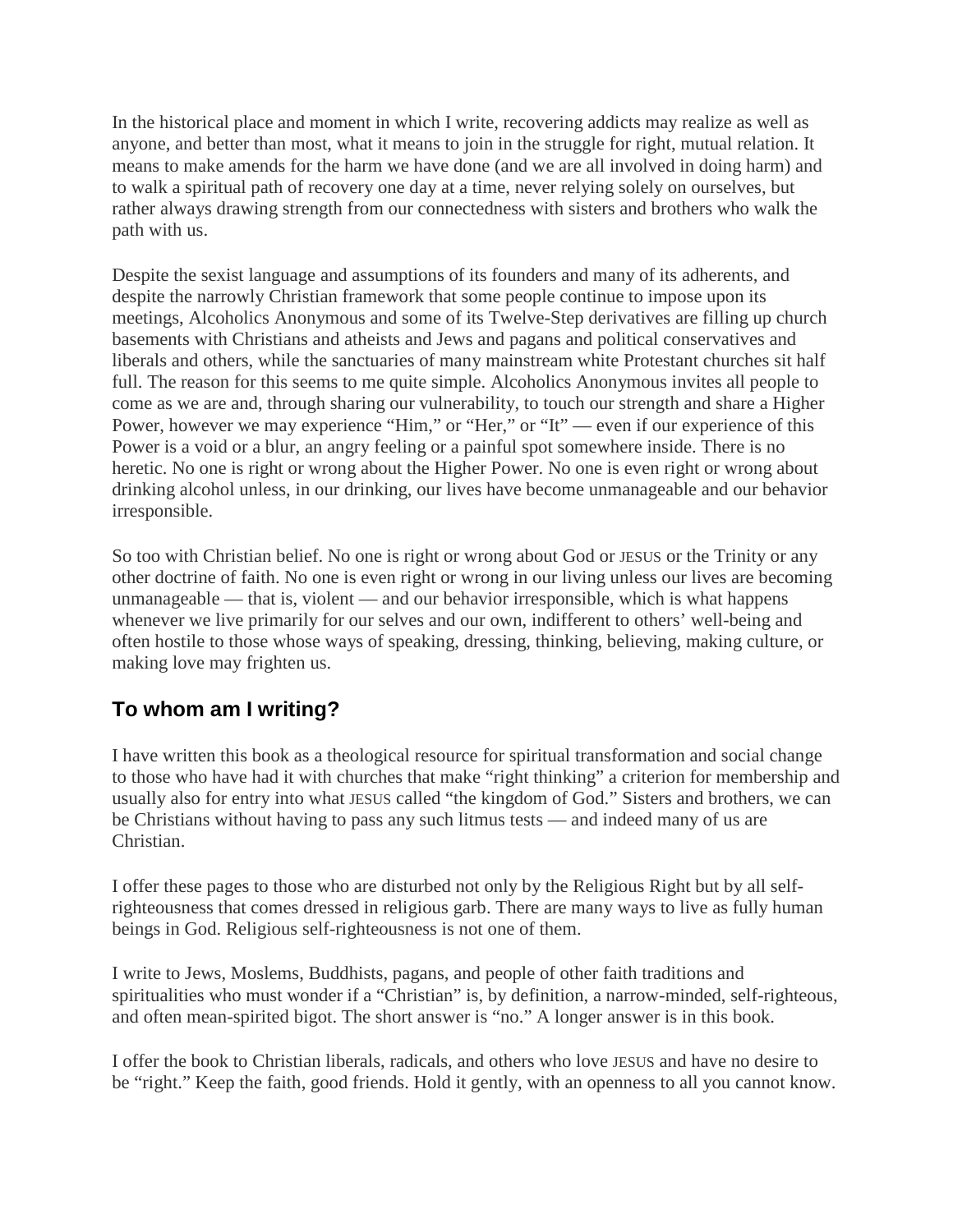In the historical place and moment in which I write, recovering addicts may realize as well as anyone, and better than most, what it means to join in the struggle for right, mutual relation. It means to make amends for the harm we have done (and we are all involved in doing harm) and to walk a spiritual path of recovery one day at a time, never relying solely on ourselves, but rather always drawing strength from our connectedness with sisters and brothers who walk the path with us.

Despite the sexist language and assumptions of its founders and many of its adherents, and despite the narrowly Christian framework that some people continue to impose upon its meetings, Alcoholics Anonymous and some of its Twelve-Step derivatives are filling up church basements with Christians and atheists and Jews and pagans and political conservatives and liberals and others, while the sanctuaries of many mainstream white Protestant churches sit half full. The reason for this seems to me quite simple. Alcoholics Anonymous invites all people to come as we are and, through sharing our vulnerability, to touch our strength and share a Higher Power, however we may experience "Him," or "Her," or "It" — even if our experience of this Power is a void or a blur, an angry feeling or a painful spot somewhere inside. There is no heretic. No one is right or wrong about the Higher Power. No one is even right or wrong about drinking alcohol unless, in our drinking, our lives have become unmanageable and our behavior irresponsible.

So too with Christian belief. No one is right or wrong about God or JESUS or the Trinity or any other doctrine of faith. No one is even right or wrong in our living unless our lives are becoming unmanageable — that is, violent — and our behavior irresponsible, which is what happens whenever we live primarily for our selves and our own, indifferent to others' well-being and often hostile to those whose ways of speaking, dressing, thinking, believing, making culture, or making love may frighten us.

## To whom am I writing?

I have written this book as a theological resource for spiritual transformation and social change to those who have had it with churches that make "right thinking" a criterion for membership and usually also for entry into what JESUS called "the kingdom of God." Sisters and brothers, we can be Christians without having to pass any such litmus tests — and indeed many of us are Christian.

I offer these pages to those who are disturbed not only by the Religious Right but by all self-righteousness that comes dressed in religious garb. There are many ways to live as fully human beings in God. Religious self-righteousness is not one of them.

I write to Jews, Moslems, Buddhists, pagans, and people of other faith traditions and spiritualities who must wonder if a "Christian" is, by definition, a narrow-minded, self-righteous, and often mean-spirited bigot. The short answer is "no." A longer answer is in this book.

I offer the book to Christian liberals, radicals, and others who love JESUS and have no desire to be "right." Keep the faith, good friends. Hold it gently, with an openness to all you cannot know.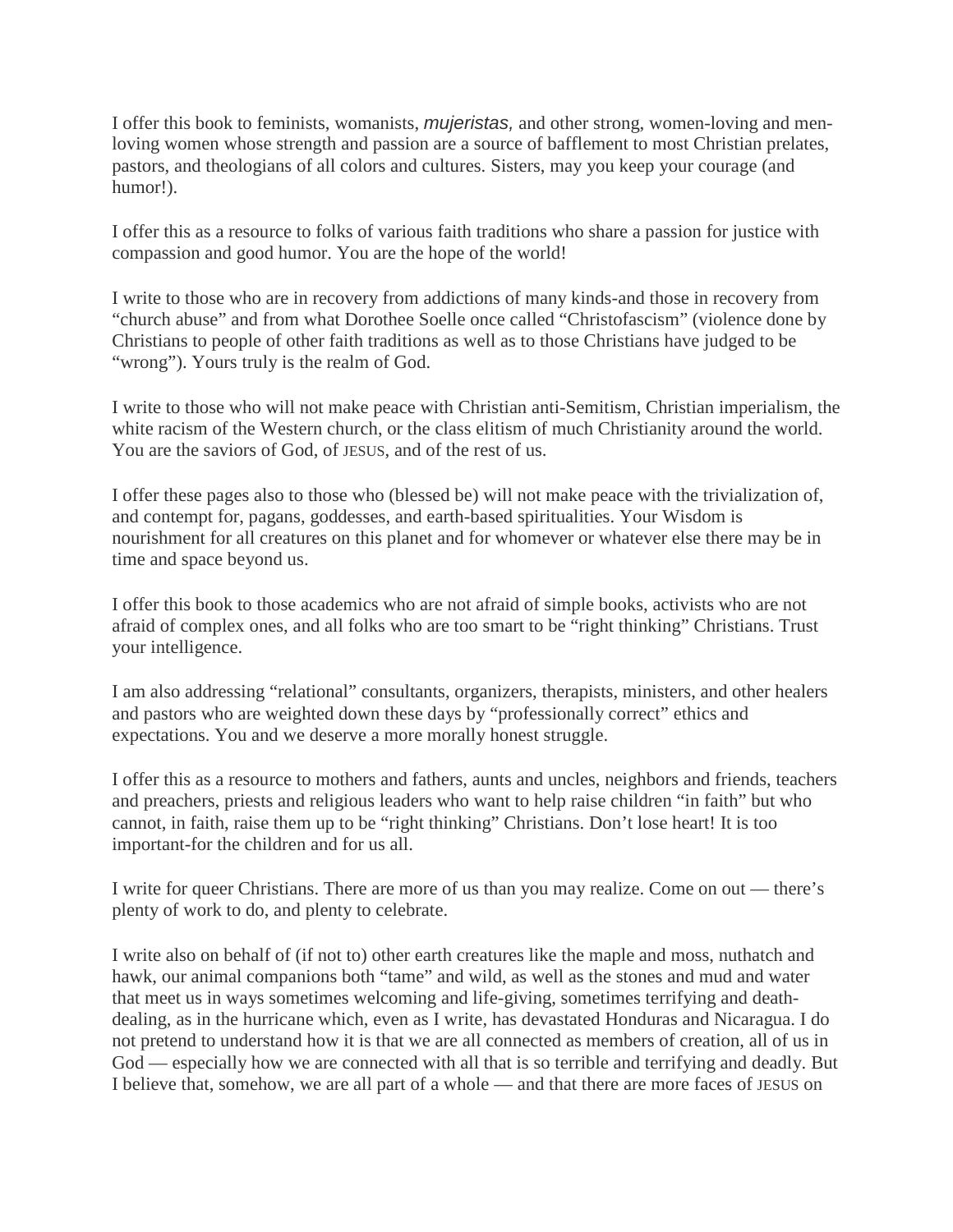I offer this book to feminists, womanists, *mujeristas,* and other strong, women-loving and men-loving women whose strength and passion are a source of bafflement to most Christian prelates, pastors, and theologians of all colors and cultures. Sisters, may you keep your courage (and humor!).

I offer this as a resource to folks of various faith traditions who share a passion for justice with compassion and good humor. You are the hope of the world!

I write to those who are in recovery from addictions of many kinds-and those in recovery from "church abuse" and from what Dorothee Soelle once called "Christofascism" (violence done by Christians to people of other faith traditions as well as to those Christians have judged to be "wrong"). Yours truly is the realm of God.

I write to those who will not make peace with Christian anti-Semitism, Christian imperialism, the white racism of the Western church, or the class elitism of much Christianity around the world. You are the saviors of God, of JESUS, and of the rest of us.

I offer these pages also to those who (blessed be) will not make peace with the trivialization of, and contempt for, pagans, goddesses, and earth-based spiritualities. Your Wisdom is nourishment for all creatures on this planet and for whomever or whatever else there may be in time and space beyond us.

I offer this book to those academics who are not afraid of simple books, activists who are not afraid of complex ones, and all folks who are too smart to be "right thinking" Christians. Trust your intelligence.

I am also addressing "relational" consultants, organizers, therapists, ministers, and other healers and pastors who are weighted down these days by "professionally correct" ethics and expectations. You and we deserve a more morally honest struggle.

I offer this as a resource to mothers and fathers, aunts and uncles, neighbors and friends, teachers and preachers, priests and religious leaders who want to help raise children "in faith" but who cannot, in faith, raise them up to be "right thinking" Christians. Don't lose heart! It is too important-for the children and for us all.

I write for queer Christians. There are more of us than you may realize. Come on out — there's plenty of work to do, and plenty to celebrate.

I write also on behalf of (if not to) other earth creatures like the maple and moss, nuthatch and hawk, our animal companions both "tame" and wild, as well as the stones and mud and water that meet us in ways sometimes welcoming and life-giving, sometimes terrifying and death-dealing, as in the hurricane which, even as I write, has devastated Honduras and Nicaragua. I do not pretend to understand how it is that we are all connected as members of creation, all of us in God — especially how we are connected with all that is so terrible and terrifying and deadly. But I believe that, somehow, we are all part of a whole — and that there are more faces of JESUS on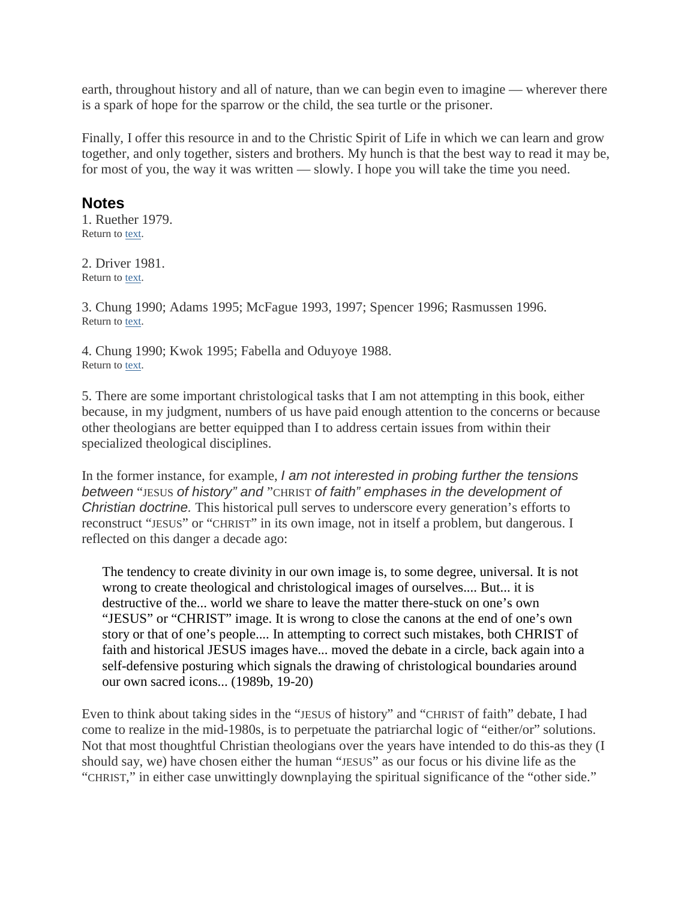earth, throughout history and all of nature, than we can begin even to imagine — wherever there is a spark of hope for the sparrow or the child, the sea turtle or the prisoner.

Finally, I offer this resource in and to the Christic Spirit of Life in which we can learn and grow together, and only together, sisters and brothers. My hunch is that the best way to read it may be, for most of you, the way it was written — slowly. I hope you will take the time you need.

## Notes

1. Ruether 1979.
Return to text.

2. Driver 1981.
Return to text.

3. Chung 1990; Adams 1995; McFague 1993, 1997; Spencer 1996; Rasmussen 1996.
Return to text.

4. Chung 1990; Kwok 1995; Fabella and Oduyoye 1988.
Return to text.

5. There are some important christological tasks that I am not attempting in this book, either because, in my judgment, numbers of us have paid enough attention to the concerns or because other theologians are better equipped than I to address certain issues from within their specialized theological disciplines.

In the former instance, for example, *I am not interested in probing further the tensions between* "JESUS *of history" and* "CHRIST *of faith" emphases in the development of Christian doctrine.* This historical pull serves to underscore every generation's efforts to reconstruct "JESUS" or "CHRIST" in its own image, not in itself a problem, but dangerous. I reflected on this danger a decade ago:

> The tendency to create divinity in our own image is, to some degree, universal. It is not wrong to create theological and christological images of ourselves.... But... it is destructive of the... world we share to leave the matter there-stuck on one's own "JESUS" or "CHRIST" image. It is wrong to close the canons at the end of one's own story or that of one's people.... In attempting to correct such mistakes, both CHRIST of faith and historical JESUS images have... moved the debate in a circle, back again into a self-defensive posturing which signals the drawing of christological boundaries around our own sacred icons... (1989b, 19-20)

Even to think about taking sides in the "JESUS of history" and "CHRIST of faith" debate, I had come to realize in the mid-1980s, is to perpetuate the patriarchal logic of "either/or" solutions. Not that most thoughtful Christian theologians over the years have intended to do this-as they (I should say, we) have chosen either the human "JESUS" as our focus or his divine life as the "CHRIST," in either case unwittingly downplaying the spiritual significance of the "other side."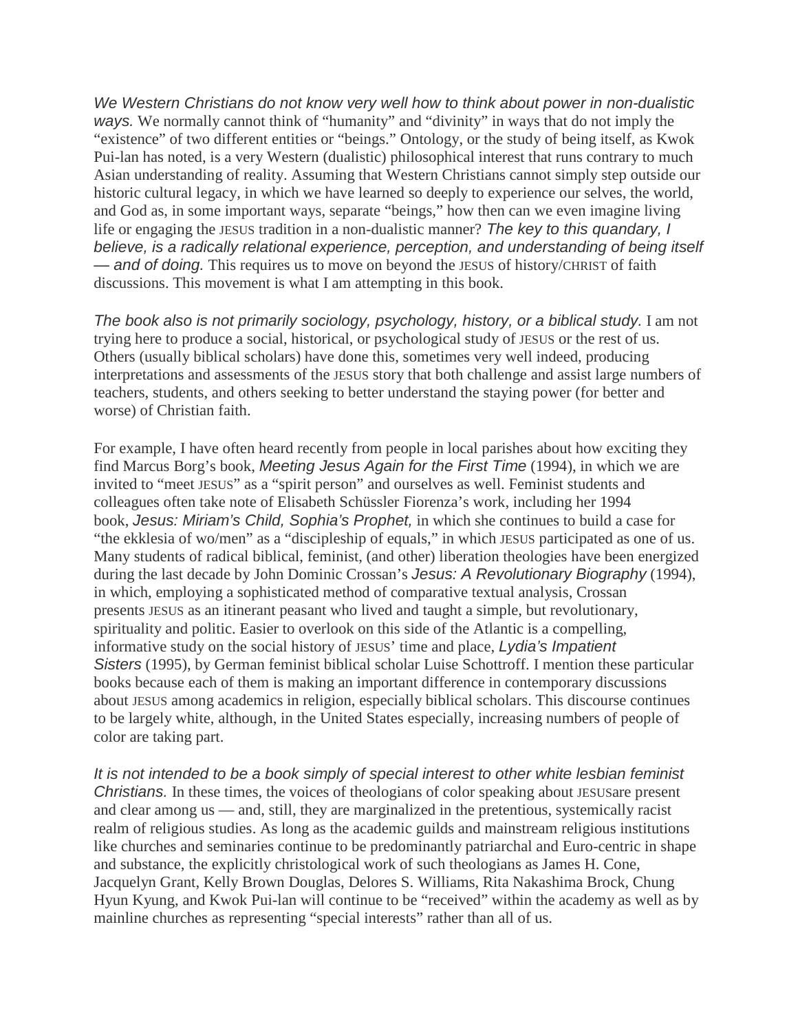*We Western Christians do not know very well how to think about power in non-dualistic ways.* We normally cannot think of "humanity" and "divinity" in ways that do not imply the "existence" of two different entities or "beings." Ontology, or the study of being itself, as Kwok Pui-lan has noted, is a very Western (dualistic) philosophical interest that runs contrary to much Asian understanding of reality. Assuming that Western Christians cannot simply step outside our historic cultural legacy, in which we have learned so deeply to experience our selves, the world, and God as, in some important ways, separate "beings," how then can we even imagine living life or engaging the JESUS tradition in a non-dualistic manner? *The key to this quandary, I believe, is a radically relational experience, perception, and understanding of being itself — and of doing.* This requires us to move on beyond the JESUS of history/CHRIST of faith discussions. This movement is what I am attempting in this book.

*The book also is not primarily sociology, psychology, history, or a biblical study.* I am not trying here to produce a social, historical, or psychological study of JESUS or the rest of us. Others (usually biblical scholars) have done this, sometimes very well indeed, producing interpretations and assessments of the JESUS story that both challenge and assist large numbers of teachers, students, and others seeking to better understand the staying power (for better and worse) of Christian faith.

For example, I have often heard recently from people in local parishes about how exciting they find Marcus Borg's book, *Meeting Jesus Again for the First Time* (1994), in which we are invited to "meet JESUS" as a "spirit person" and ourselves as well. Feminist students and colleagues often take note of Elisabeth Schüssler Fiorenza's work, including her 1994 book, *Jesus: Miriam's Child, Sophia's Prophet,* in which she continues to build a case for "the ekklesia of wo/men" as a "discipleship of equals," in which JESUS participated as one of us. Many students of radical biblical, feminist, (and other) liberation theologies have been energized during the last decade by John Dominic Crossan's *Jesus: A Revolutionary Biography* (1994), in which, employing a sophisticated method of comparative textual analysis, Crossan presents JESUS as an itinerant peasant who lived and taught a simple, but revolutionary, spirituality and politic. Easier to overlook on this side of the Atlantic is a compelling, informative study on the social history of JESUS' time and place, *Lydia's Impatient Sisters* (1995), by German feminist biblical scholar Luise Schottroff. I mention these particular books because each of them is making an important difference in contemporary discussions about JESUS among academics in religion, especially biblical scholars. This discourse continues to be largely white, although, in the United States especially, increasing numbers of people of color are taking part.

*It is not intended to be a book simply of special interest to other white lesbian feminist Christians.* In these times, the voices of theologians of color speaking about JESUSare present and clear among us — and, still, they are marginalized in the pretentious, systemically racist realm of religious studies. As long as the academic guilds and mainstream religious institutions like churches and seminaries continue to be predominantly patriarchal and Euro-centric in shape and substance, the explicitly christological work of such theologians as James H. Cone, Jacquelyn Grant, Kelly Brown Douglas, Delores S. Williams, Rita Nakashima Brock, Chung Hyun Kyung, and Kwok Pui-lan will continue to be "received" within the academy as well as by mainline churches as representing "special interests" rather than all of us.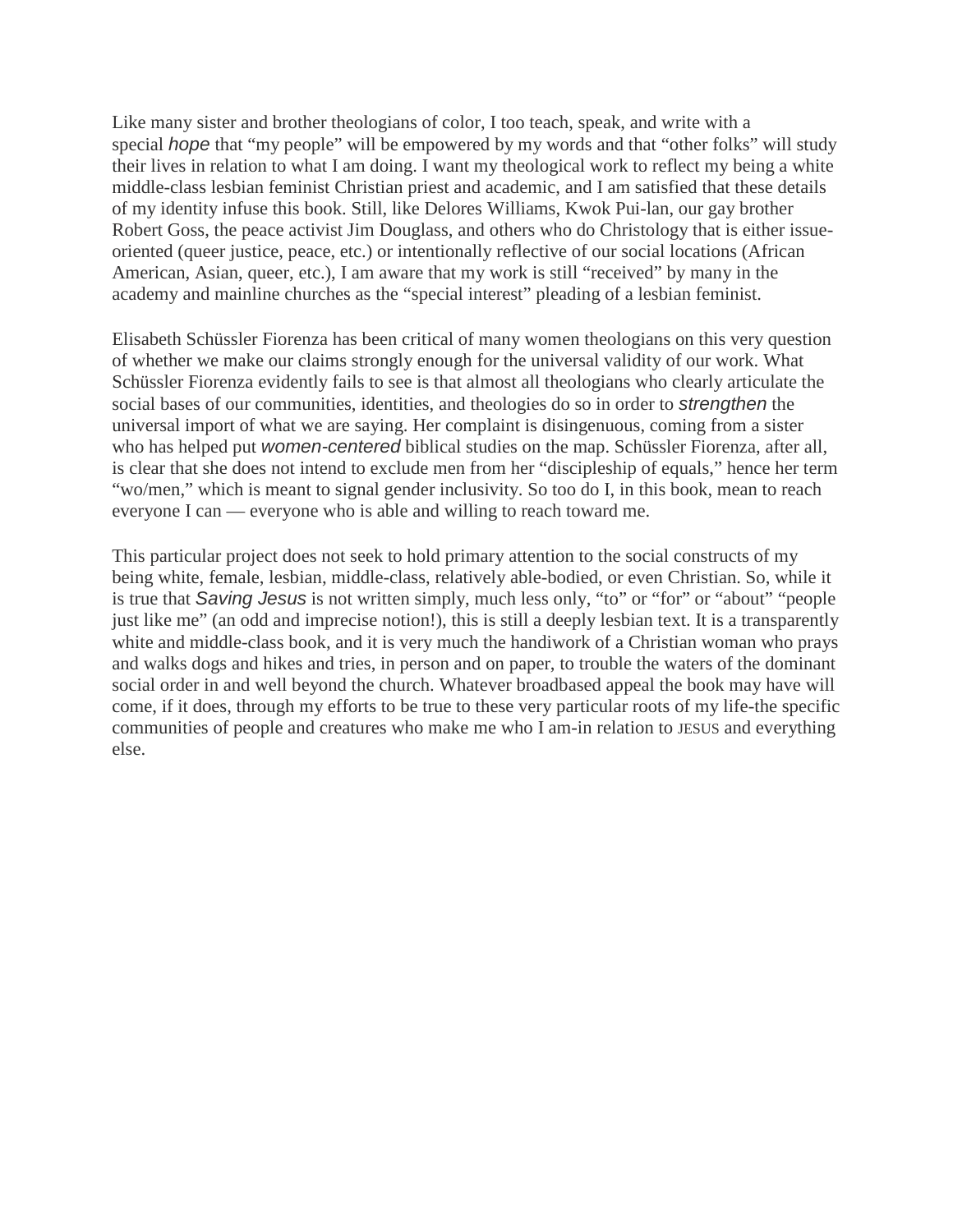Like many sister and brother theologians of color, I too teach, speak, and write with a special *hope* that “my people” will be empowered by my words and that “other folks” will study their lives in relation to what I am doing. I want my theological work to reflect my being a white middle-class lesbian feminist Christian priest and academic, and I am satisfied that these details of my identity infuse this book. Still, like Delores Williams, Kwok Pui-lan, our gay brother Robert Goss, the peace activist Jim Douglass, and others who do Christology that is either issue-oriented (queer justice, peace, etc.) or intentionally reflective of our social locations (African American, Asian, queer, etc.), I am aware that my work is still “received” by many in the academy and mainline churches as the “special interest” pleading of a lesbian feminist.

Elisabeth Schüssler Fiorenza has been critical of many women theologians on this very question of whether we make our claims strongly enough for the universal validity of our work. What Schüssler Fiorenza evidently fails to see is that almost all theologians who clearly articulate the social bases of our communities, identities, and theologies do so in order to *strengthen* the universal import of what we are saying. Her complaint is disingenuous, coming from a sister who has helped put *women-centered* biblical studies on the map. Schüssler Fiorenza, after all, is clear that she does not intend to exclude men from her “discipleship of equals,” hence her term “wo/men,” which is meant to signal gender inclusivity. So too do I, in this book, mean to reach everyone I can — everyone who is able and willing to reach toward me.

This particular project does not seek to hold primary attention to the social constructs of my being white, female, lesbian, middle-class, relatively able-bodied, or even Christian. So, while it is true that *Saving Jesus* is not written simply, much less only, “to” or “for” or “about” “people just like me” (an odd and imprecise notion!), this is still a deeply lesbian text. It is a transparently white and middle-class book, and it is very much the handiwork of a Christian woman who prays and walks dogs and hikes and tries, in person and on paper, to trouble the waters of the dominant social order in and well beyond the church. Whatever broadbased appeal the book may have will come, if it does, through my efforts to be true to these very particular roots of my life-the specific communities of people and creatures who make me who I am-in relation to JESUS and everything else.